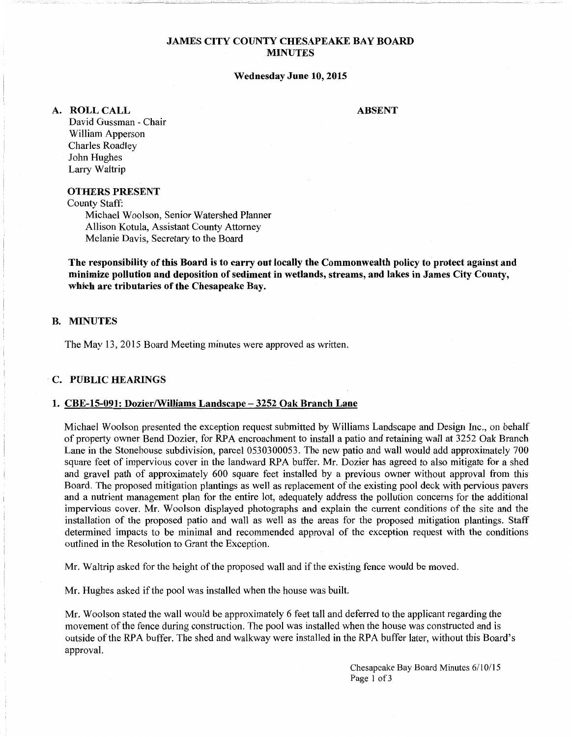# JAMES CITY COUNTY CHESAPEAKE BAY BOARD MINUTES

**Wednesday June 10, 2015**

## A. ROLL CALL

**ABSENT**

David Gussman - Chair
William Apperson
Charles Roadley
John Hughes
Larry Waltrip

### OTHERS PRESENT

County Staff:

Michael Woolson, Senior Watershed Planner
Allison Kotula, Assistant County Attorney
Melanie Davis, Secretary to the Board

**The responsibility of this Board is to carry out locally the Commonwealth policy to protect against and minimize pollution and deposition of sediment in wetlands, streams, and lakes in James City County, which are tributaries of the Chesapeake Bay.**

## B. MINUTES

The May 13, 2015 Board Meeting minutes were approved as written.

## C. PUBLIC HEARINGS

### 1. CBE-15-091: Dozier/Williams Landscape – 3252 Oak Branch Lane

Michael Woolson presented the exception request submitted by Williams Landscape and Design Inc., on behalf of property owner Bend Dozier, for RPA encroachment to install a patio and retaining wall at 3252 Oak Branch Lane in the Stonehouse subdivision, parcel 0530300053. The new patio and wall would add approximately 700 square feet of impervious cover in the landward RPA buffer. Mr. Dozier has agreed to also mitigate for a shed and gravel path of approximately 600 square feet installed by a previous owner without approval from this Board. The proposed mitigation plantings as well as replacement of the existing pool deck with pervious pavers and a nutrient management plan for the entire lot, adequately address the pollution concerns for the additional impervious cover. Mr. Woolson displayed photographs and explain the current conditions of the site and the installation of the proposed patio and wall as well as the areas for the proposed mitigation plantings. Staff determined impacts to be minimal and recommended approval of the exception request with the conditions outlined in the Resolution to Grant the Exception.

Mr. Waltrip asked for the height of the proposed wall and if the existing fence would be moved.

Mr. Hughes asked if the pool was installed when the house was built.

Mr. Woolson stated the wall would be approximately 6 feet tall and deferred to the applicant regarding the movement of the fence during construction. The pool was installed when the house was constructed and is outside of the RPA buffer. The shed and walkway were installed in the RPA buffer later, without this Board's approval.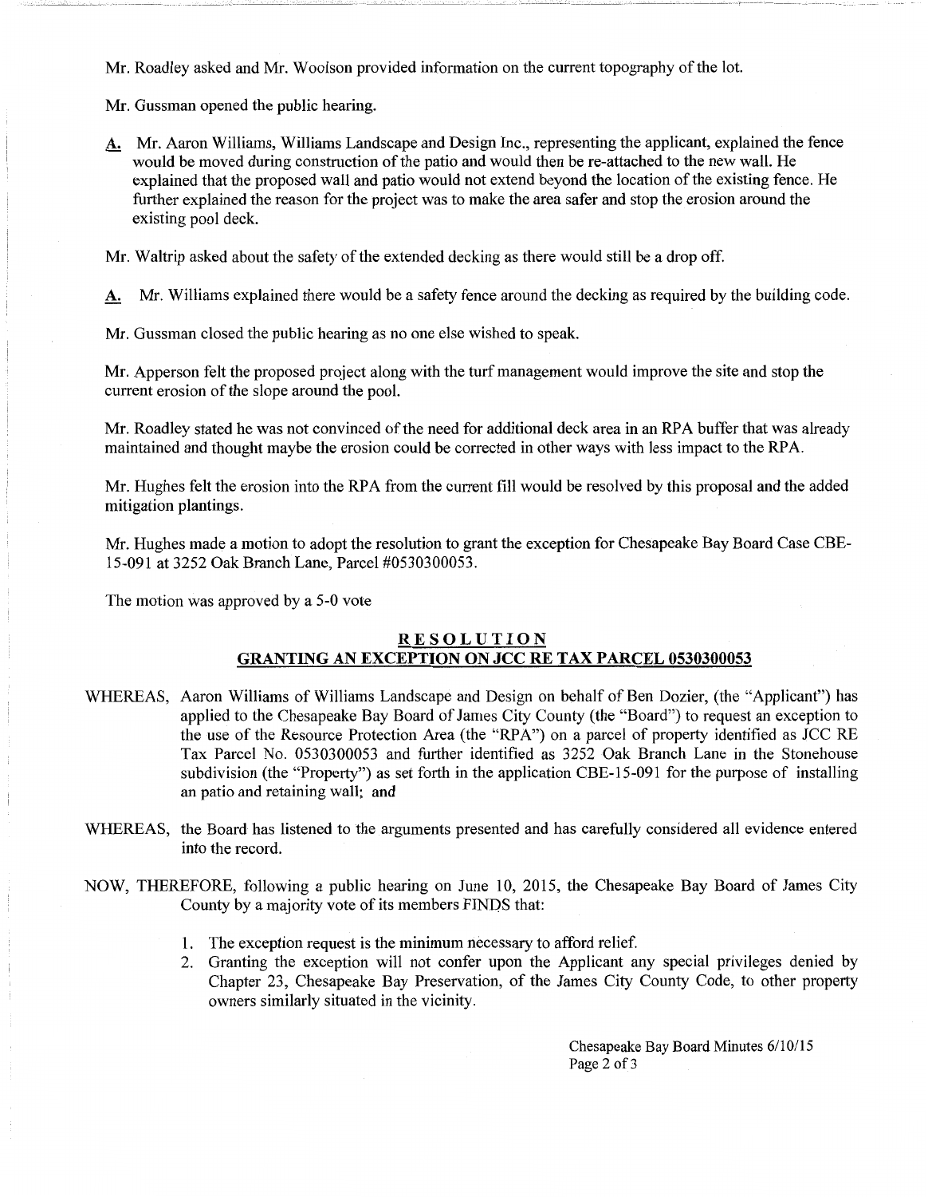Mr. Roadley asked and Mr. Woolson provided information on the current topography of the lot.

Mr. Gussman opened the public hearing.

**A.** Mr. Aaron Williams, Williams Landscape and Design Inc., representing the applicant, explained the fence would be moved during construction of the patio and would then be re-attached to the new wall. He explained that the proposed wall and patio would not extend beyond the location of the existing fence. He further explained the reason for the project was to make the area safer and stop the erosion around the existing pool deck.

Mr. Waltrip asked about the safety of the extended decking as there would still be a drop off.

**A.** Mr. Williams explained there would be a safety fence around the decking as required by the building code.

Mr. Gussman closed the public hearing as no one else wished to speak.

Mr. Apperson felt the proposed project along with the turf management would improve the site and stop the current erosion of the slope around the pool.

Mr. Roadley stated he was not convinced of the need for additional deck area in an RPA buffer that was already maintained and thought maybe the erosion could be corrected in other ways with less impact to the RPA.

Mr. Hughes felt the erosion into the RPA from the current fill would be resolved by this proposal and the added mitigation plantings.

Mr. Hughes made a motion to adopt the resolution to grant the exception for Chesapeake Bay Board Case CBE-15-091 at 3252 Oak Branch Lane, Parcel #0530300053.

The motion was approved by a 5-0 vote

## RESOLUTION

## GRANTING AN EXCEPTION ON JCC RE TAX PARCEL 0530300053

WHEREAS, Aaron Williams of Williams Landscape and Design on behalf of Ben Dozier, (the "Applicant") has applied to the Chesapeake Bay Board of James City County (the "Board") to request an exception to the use of the Resource Protection Area (the "RPA") on a parcel of property identified as JCC RE Tax Parcel No. 0530300053 and further identified as 3252 Oak Branch Lane in the Stonehouse subdivision (the "Property") as set forth in the application CBE-15-091 for the purpose of installing an patio and retaining wall; and

WHEREAS, the Board has listened to the arguments presented and has carefully considered all evidence entered into the record.

NOW, THEREFORE, following a public hearing on June 10, 2015, the Chesapeake Bay Board of James City County by a majority vote of its members FINDS that:

1. The exception request is the minimum necessary to afford relief.
2. Granting the exception will not confer upon the Applicant any special privileges denied by Chapter 23, Chesapeake Bay Preservation, of the James City County Code, to other property owners similarly situated in the vicinity.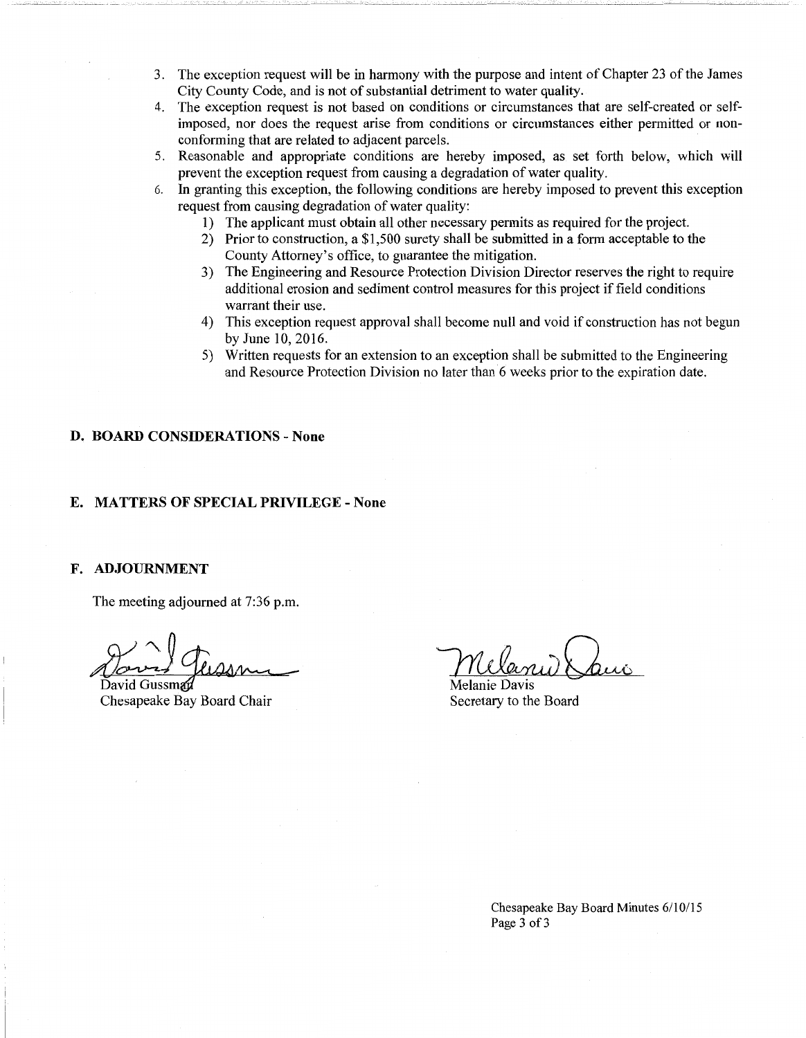3. The exception request will be in harmony with the purpose and intent of Chapter 23 of the James City County Code, and is not of substantial detriment to water quality.
4. The exception request is not based on conditions or circumstances that are self-created or self-imposed, nor does the request arise from conditions or circumstances either permitted or non-conforming that are related to adjacent parcels.
5. Reasonable and appropriate conditions are hereby imposed, as set forth below, which will prevent the exception request from causing a degradation of water quality.
6. In granting this exception, the following conditions are hereby imposed to prevent this exception request from causing degradation of water quality:
   1) The applicant must obtain all other necessary permits as required for the project.
   2) Prior to construction, a $1,500 surety shall be submitted in a form acceptable to the County Attorney's office, to guarantee the mitigation.
   3) The Engineering and Resource Protection Division Director reserves the right to require additional erosion and sediment control measures for this project if field conditions warrant their use.
   4) This exception request approval shall become null and void if construction has not begun by June 10, 2016.
   5) Written requests for an extension to an exception shall be submitted to the Engineering and Resource Protection Division no later than 6 weeks prior to the expiration date.

## D. BOARD CONSIDERATIONS - None

## E. MATTERS OF SPECIAL PRIVILEGE - None

## F. ADJOURNMENT

The meeting adjourned at 7:36 p.m.

David Gussman
Chesapeake Bay Board Chair

Melanie Davis
Secretary to the Board